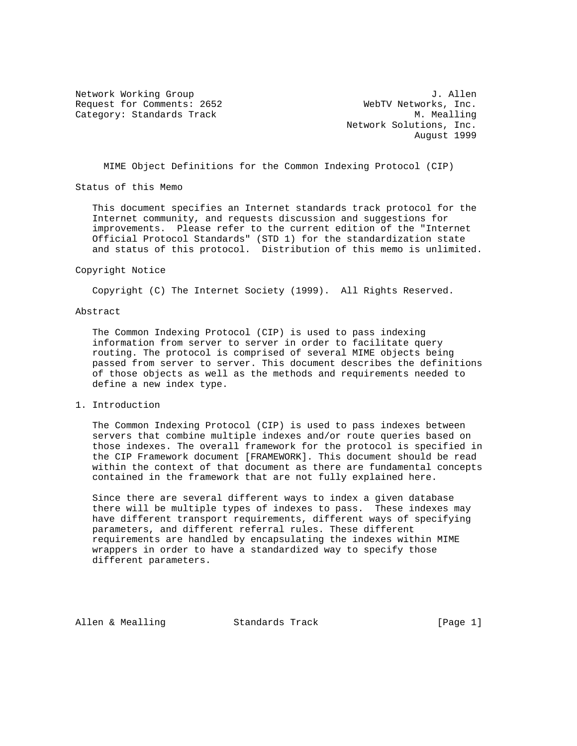Network Working Group J. Allen
Request for Comments: 2652 WebTV Networks, Inc.
Category: Standards Track M. Mealling
Network Solutions, Inc.
August 1999

# MIME Object Definitions for the Common Indexing Protocol (CIP)

## Status of this Memo

This document specifies an Internet standards track protocol for the Internet community, and requests discussion and suggestions for improvements. Please refer to the current edition of the "Internet Official Protocol Standards" (STD 1) for the standardization state and status of this protocol. Distribution of this memo is unlimited.

## Copyright Notice

Copyright (C) The Internet Society (1999). All Rights Reserved.

## Abstract

The Common Indexing Protocol (CIP) is used to pass indexing information from server to server in order to facilitate query routing. The protocol is comprised of several MIME objects being passed from server to server. This document describes the definitions of those objects as well as the methods and requirements needed to define a new index type.

## 1. Introduction

The Common Indexing Protocol (CIP) is used to pass indexes between servers that combine multiple indexes and/or route queries based on those indexes. The overall framework for the protocol is specified in the CIP Framework document [FRAMEWORK]. This document should be read within the context of that document as there are fundamental concepts contained in the framework that are not fully explained here.

Since there are several different ways to index a given database there will be multiple types of indexes to pass. These indexes may have different transport requirements, different ways of specifying parameters, and different referral rules. These different requirements are handled by encapsulating the indexes within MIME wrappers in order to have a standardized way to specify those different parameters.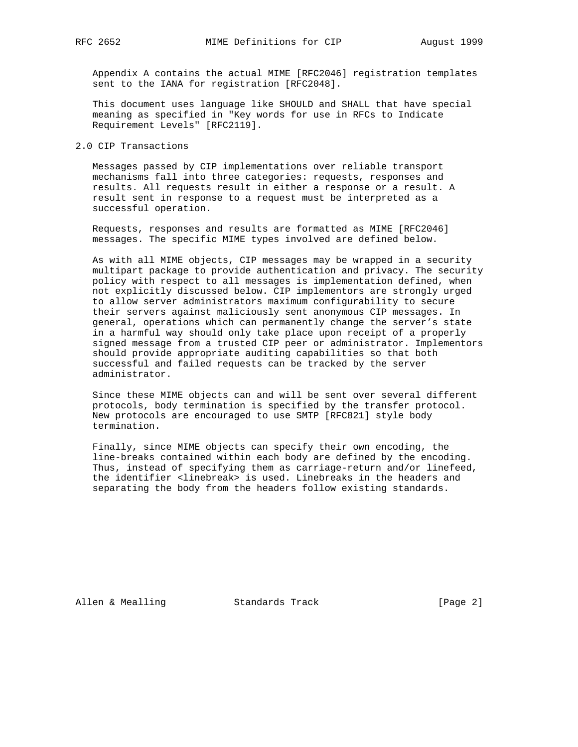Appendix A contains the actual MIME [RFC2046] registration templates sent to the IANA for registration [RFC2048].

This document uses language like SHOULD and SHALL that have special meaning as specified in "Key words for use in RFCs to Indicate Requirement Levels" [RFC2119].

## 2.0 CIP Transactions

Messages passed by CIP implementations over reliable transport mechanisms fall into three categories: requests, responses and results. All requests result in either a response or a result. A result sent in response to a request must be interpreted as a successful operation.

Requests, responses and results are formatted as MIME [RFC2046] messages. The specific MIME types involved are defined below.

As with all MIME objects, CIP messages may be wrapped in a security multipart package to provide authentication and privacy. The security policy with respect to all messages is implementation defined, when not explicitly discussed below. CIP implementors are strongly urged to allow server administrators maximum configurability to secure their servers against maliciously sent anonymous CIP messages. In general, operations which can permanently change the server's state in a harmful way should only take place upon receipt of a properly signed message from a trusted CIP peer or administrator. Implementors should provide appropriate auditing capabilities so that both successful and failed requests can be tracked by the server administrator.

Since these MIME objects can and will be sent over several different protocols, body termination is specified by the transfer protocol. New protocols are encouraged to use SMTP [RFC821] style body termination.

Finally, since MIME objects can specify their own encoding, the line-breaks contained within each body are defined by the encoding. Thus, instead of specifying them as carriage-return and/or linefeed, the identifier <linebreak> is used. Linebreaks in the headers and separating the body from the headers follow existing standards.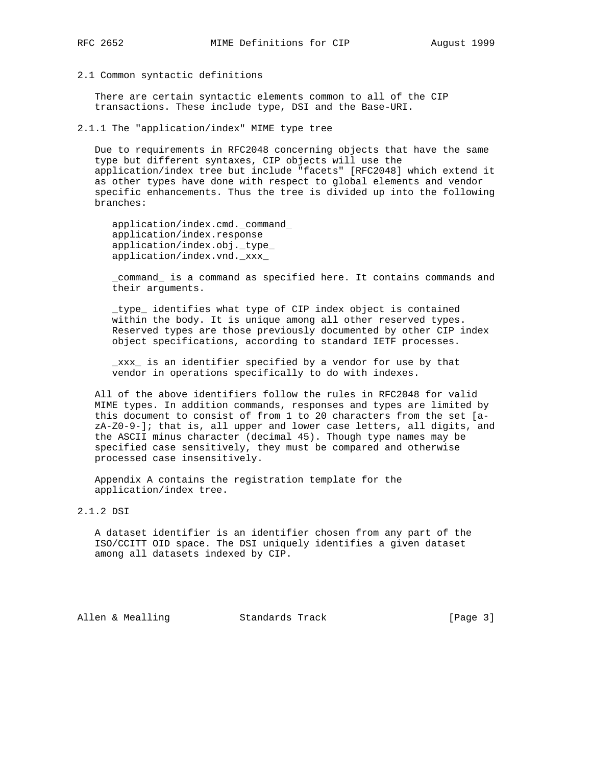## 2.1 Common syntactic definitions

There are certain syntactic elements common to all of the CIP transactions. These include type, DSI and the Base-URI.

### 2.1.1 The "application/index" MIME type tree

Due to requirements in RFC2048 concerning objects that have the same type but different syntaxes, CIP objects will use the application/index tree but include "facets" [RFC2048] which extend it as other types have done with respect to global elements and vendor specific enhancements. Thus the tree is divided up into the following branches:

```
application/index.cmd._command_
application/index.response
application/index.obj._type_
application/index.vnd._xxx_
```

_command_ is a command as specified here. It contains commands and their arguments.

_type_ identifies what type of CIP index object is contained within the body. It is unique among all other reserved types. Reserved types are those previously documented by other CIP index object specifications, according to standard IETF processes.

_xxx_ is an identifier specified by a vendor for use by that vendor in operations specifically to do with indexes.

All of the above identifiers follow the rules in RFC2048 for valid MIME types. In addition commands, responses and types are limited by this document to consist of from 1 to 20 characters from the set [a-zA-Z0-9-]; that is, all upper and lower case letters, all digits, and the ASCII minus character (decimal 45). Though type names may be specified case sensitively, they must be compared and otherwise processed case insensitively.

Appendix A contains the registration template for the application/index tree.

### 2.1.2 DSI

A dataset identifier is an identifier chosen from any part of the ISO/CCITT OID space. The DSI uniquely identifies a given dataset among all datasets indexed by CIP.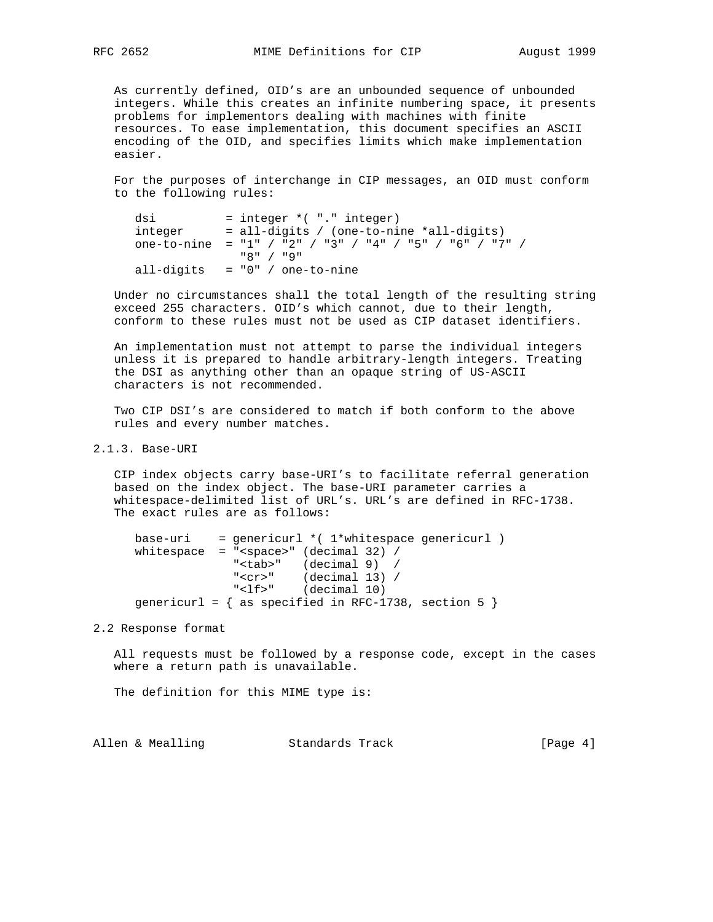As currently defined, OID's are an unbounded sequence of unbounded integers. While this creates an infinite numbering space, it presents problems for implementors dealing with machines with finite resources. To ease implementation, this document specifies an ASCII encoding of the OID, and specifies limits which make implementation easier.

For the purposes of interchange in CIP messages, an OID must conform to the following rules:

```
dsi          = integer *( "." integer)
integer      = all-digits / (one-to-nine *all-digits)
one-to-nine  = "1" / "2" / "3" / "4" / "5" / "6" / "7" /
               "8" / "9"
all-digits   = "0" / one-to-nine
```

Under no circumstances shall the total length of the resulting string exceed 255 characters. OID's which cannot, due to their length, conform to these rules must not be used as CIP dataset identifiers.

An implementation must not attempt to parse the individual integers unless it is prepared to handle arbitrary-length integers. Treating the DSI as anything other than an opaque string of US-ASCII characters is not recommended.

Two CIP DSI's are considered to match if both conform to the above rules and every number matches.

### 2.1.3. Base-URI

CIP index objects carry base-URI's to facilitate referral generation based on the index object. The base-URI parameter carries a whitespace-delimited list of URL's. URL's are defined in RFC-1738. The exact rules are as follows:

```
base-uri    = genericurl *( 1*whitespace genericurl )
whitespace  = "<space>" (decimal 32) /
              "<tab>"   (decimal 9)  /
              "<cr>"    (decimal 13) /
              "<lf>"    (decimal 10)
genericurl = { as specified in RFC-1738, section 5 }
```

## 2.2 Response format

All requests must be followed by a response code, except in the cases where a return path is unavailable.

The definition for this MIME type is: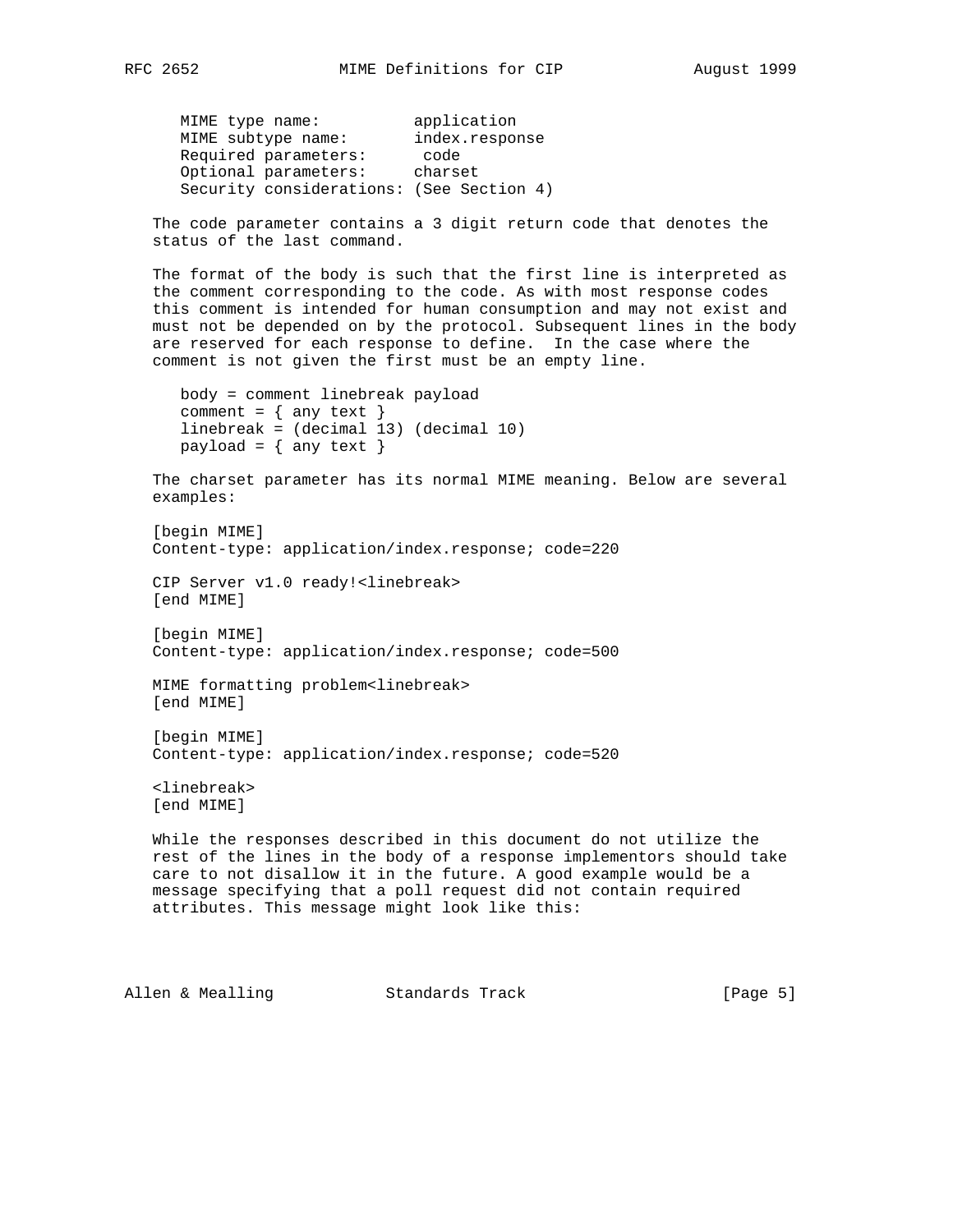```
MIME type name:          application
MIME subtype name:       index.response
Required parameters:      code
Optional parameters:     charset
Security considerations: (See Section 4)
```

The code parameter contains a 3 digit return code that denotes the status of the last command.

The format of the body is such that the first line is interpreted as the comment corresponding to the code. As with most response codes this comment is intended for human consumption and may not exist and must not be depended on by the protocol. Subsequent lines in the body are reserved for each response to define. In the case where the comment is not given the first must be an empty line.

```
body = comment linebreak payload
comment = { any text }
linebreak = (decimal 13) (decimal 10)
payload = { any text }
```

The charset parameter has its normal MIME meaning. Below are several examples:

```
[begin MIME]
Content-type: application/index.response; code=220

CIP Server v1.0 ready!<linebreak>
[end MIME]

[begin MIME]
Content-type: application/index.response; code=500

MIME formatting problem<linebreak>
[end MIME]

[begin MIME]
Content-type: application/index.response; code=520

<linebreak>
[end MIME]
```

While the responses described in this document do not utilize the rest of the lines in the body of a response implementors should take care to not disallow it in the future. A good example would be a message specifying that a poll request did not contain required attributes. This message might look like this: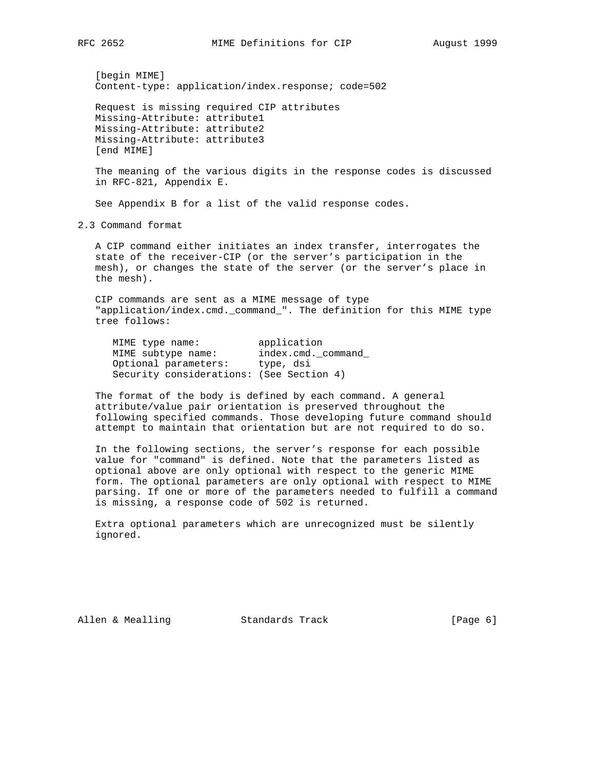```
[begin MIME]
Content-type: application/index.response; code=502

Request is missing required CIP attributes
Missing-Attribute: attribute1
Missing-Attribute: attribute2
Missing-Attribute: attribute3
[end MIME]
```

The meaning of the various digits in the response codes is discussed in RFC-821, Appendix E.

See Appendix B for a list of the valid response codes.

## 2.3 Command format

A CIP command either initiates an index transfer, interrogates the state of the receiver-CIP (or the server's participation in the mesh), or changes the state of the server (or the server's place in the mesh).

CIP commands are sent as a MIME message of type "application/index.cmd._command_". The definition for this MIME type tree follows:

```
MIME type name:          application
MIME subtype name:       index.cmd._command_
Optional parameters:     type, dsi
Security considerations: (See Section 4)
```

The format of the body is defined by each command. A general attribute/value pair orientation is preserved throughout the following specified commands. Those developing future command should attempt to maintain that orientation but are not required to do so.

In the following sections, the server's response for each possible value for "command" is defined. Note that the parameters listed as optional above are only optional with respect to the generic MIME form. The optional parameters are only optional with respect to MIME parsing. If one or more of the parameters needed to fulfill a command is missing, a response code of 502 is returned.

Extra optional parameters which are unrecognized must be silently ignored.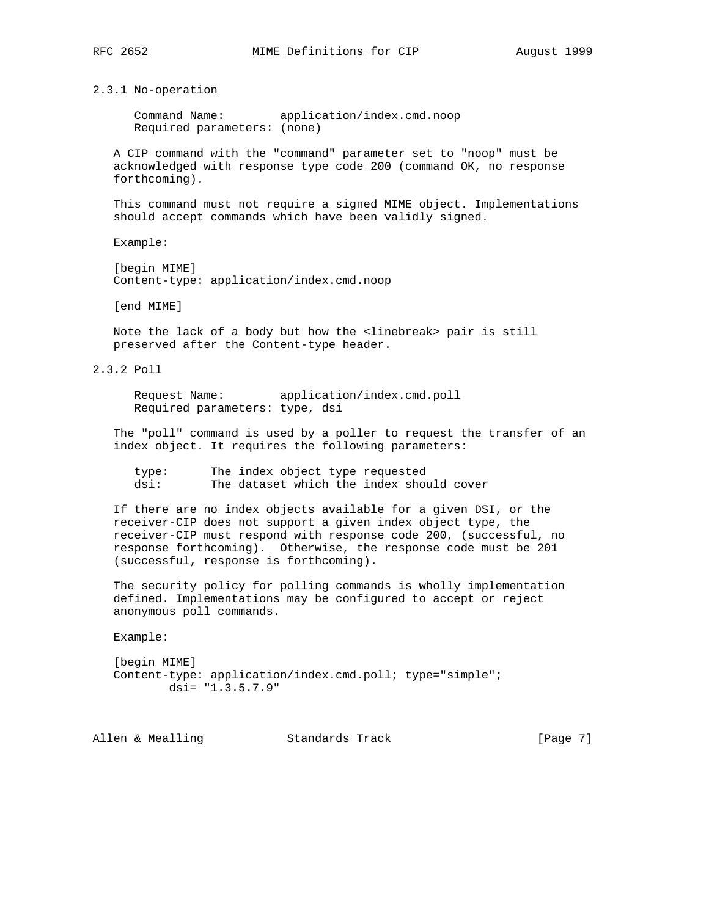### 2.3.1 No-operation

```
Command Name:        application/index.cmd.noop
Required parameters: (none)
```

A CIP command with the "command" parameter set to "noop" must be acknowledged with response type code 200 (command OK, no response forthcoming).

This command must not require a signed MIME object. Implementations should accept commands which have been validly signed.

Example:

```
[begin MIME]
Content-type: application/index.cmd.noop

[end MIME]
```

Note the lack of a body but how the <linebreak> pair is still preserved after the Content-type header.

### 2.3.2 Poll

```
Request Name:        application/index.cmd.poll
Required parameters: type, dsi
```

The "poll" command is used by a poller to request the transfer of an index object. It requires the following parameters:

```
type:      The index object type requested
dsi:       The dataset which the index should cover
```

If there are no index objects available for a given DSI, or the receiver-CIP does not support a given index object type, the receiver-CIP must respond with response code 200, (successful, no response forthcoming). Otherwise, the response code must be 201 (successful, response is forthcoming).

The security policy for polling commands is wholly implementation defined. Implementations may be configured to accept or reject anonymous poll commands.

Example:

```
[begin MIME]
Content-type: application/index.cmd.poll; type="simple";
        dsi= "1.3.5.7.9"
```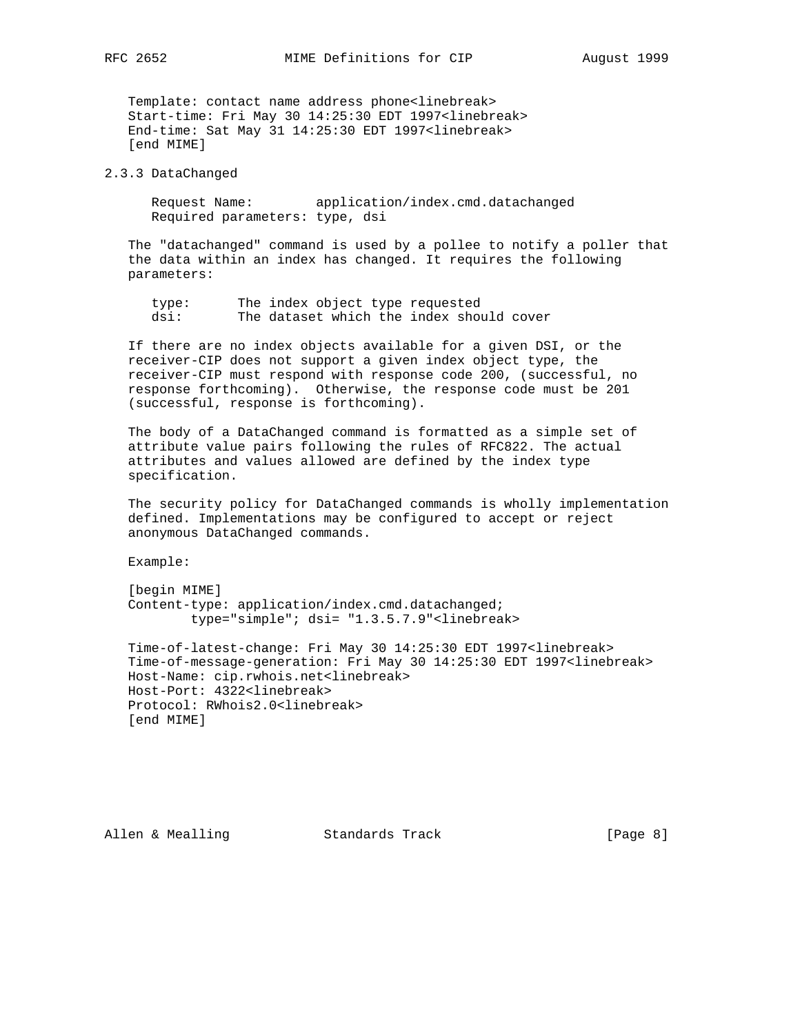```
Template: contact name address phone<linebreak>
Start-time: Fri May 30 14:25:30 EDT 1997<linebreak>
End-time: Sat May 31 14:25:30 EDT 1997<linebreak>
[end MIME]
```

### 2.3.3 DataChanged

Request Name: application/index.cmd.datachanged
Required parameters: type, dsi

The "datachanged" command is used by a pollee to notify a poller that the data within an index has changed. It requires the following parameters:

```
type:      The index object type requested
dsi:       The dataset which the index should cover
```

If there are no index objects available for a given DSI, or the receiver-CIP does not support a given index object type, the receiver-CIP must respond with response code 200, (successful, no response forthcoming). Otherwise, the response code must be 201 (successful, response is forthcoming).

The body of a DataChanged command is formatted as a simple set of attribute value pairs following the rules of RFC822. The actual attributes and values allowed are defined by the index type specification.

The security policy for DataChanged commands is wholly implementation defined. Implementations may be configured to accept or reject anonymous DataChanged commands.

Example:

```
[begin MIME]
Content-type: application/index.cmd.datachanged;
        type="simple"; dsi= "1.3.5.7.9"<linebreak>

Time-of-latest-change: Fri May 30 14:25:30 EDT 1997<linebreak>
Time-of-message-generation: Fri May 30 14:25:30 EDT 1997<linebreak>
Host-Name: cip.rwhois.net<linebreak>
Host-Port: 4322<linebreak>
Protocol: RWhois2.0<linebreak>
[end MIME]
```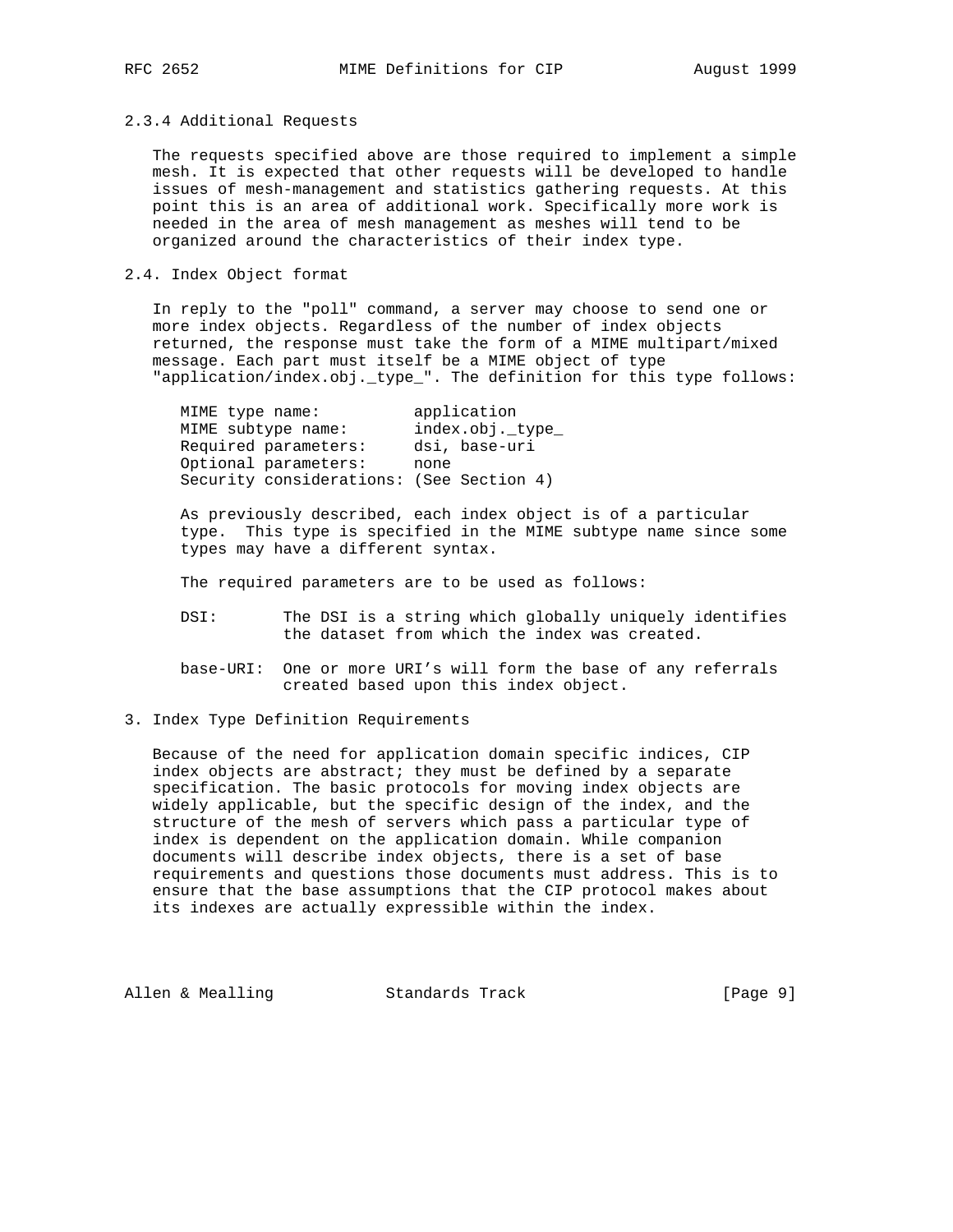### 2.3.4 Additional Requests

The requests specified above are those required to implement a simple mesh. It is expected that other requests will be developed to handle issues of mesh-management and statistics gathering requests. At this point this is an area of additional work. Specifically more work is needed in the area of mesh management as meshes will tend to be organized around the characteristics of their index type.

## 2.4. Index Object format

In reply to the "poll" command, a server may choose to send one or more index objects. Regardless of the number of index objects returned, the response must take the form of a MIME multipart/mixed message. Each part must itself be a MIME object of type "application/index.obj._type_". The definition for this type follows:

```
MIME type name:          application
MIME subtype name:       index.obj._type_
Required parameters:     dsi, base-uri
Optional parameters:     none
Security considerations: (See Section 4)
```

As previously described, each index object is of a particular type. This type is specified in the MIME subtype name since some types may have a different syntax.

The required parameters are to be used as follows:

DSI: The DSI is a string which globally uniquely identifies the dataset from which the index was created.

base-URI: One or more URI's will form the base of any referrals created based upon this index object.

## 3. Index Type Definition Requirements

Because of the need for application domain specific indices, CIP index objects are abstract; they must be defined by a separate specification. The basic protocols for moving index objects are widely applicable, but the specific design of the index, and the structure of the mesh of servers which pass a particular type of index is dependent on the application domain. While companion documents will describe index objects, there is a set of base requirements and questions those documents must address. This is to ensure that the base assumptions that the CIP protocol makes about its indexes are actually expressible within the index.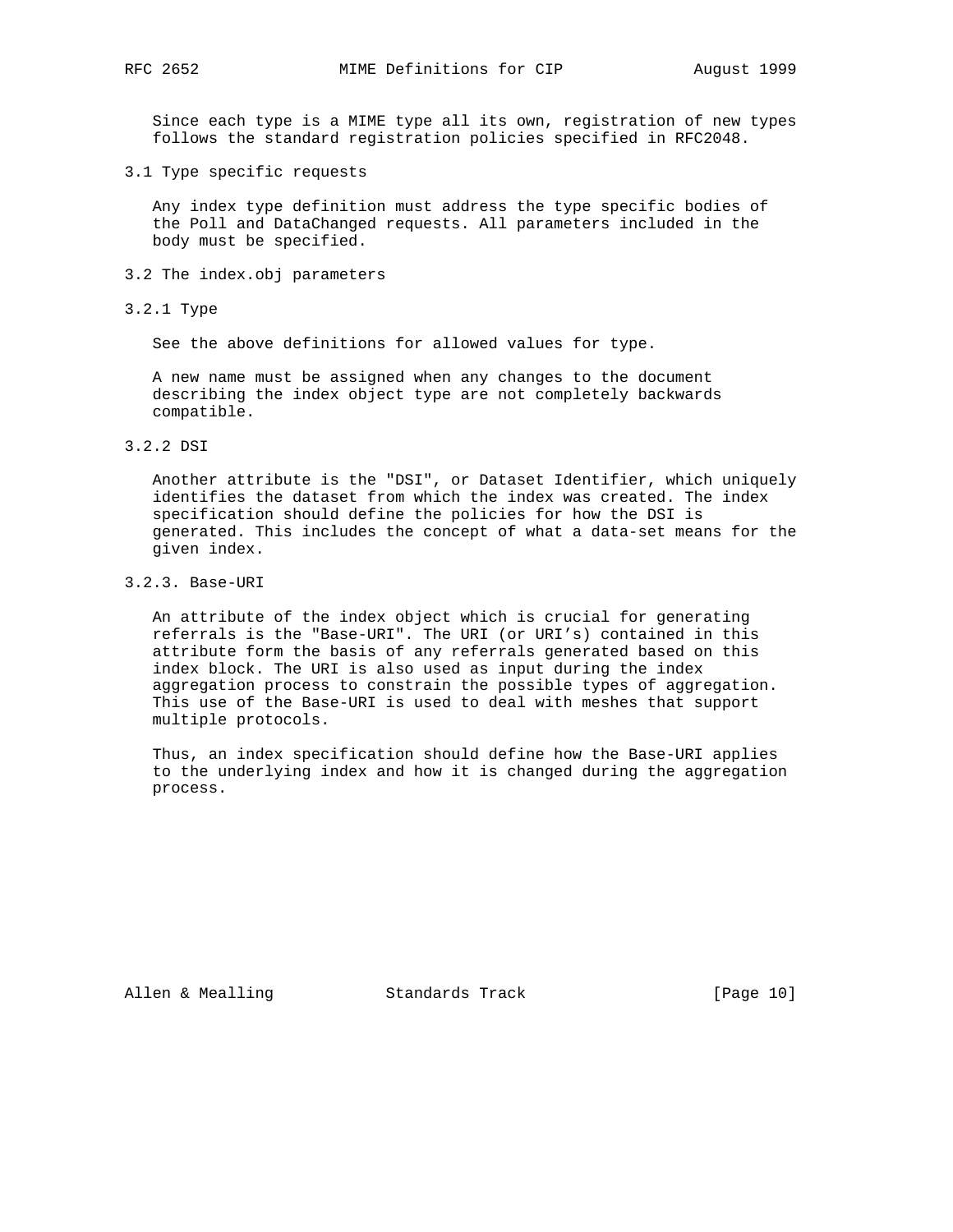Since each type is a MIME type all its own, registration of new types follows the standard registration policies specified in RFC2048.

## 3.1 Type specific requests

Any index type definition must address the type specific bodies of the Poll and DataChanged requests. All parameters included in the body must be specified.

## 3.2 The index.obj parameters

### 3.2.1 Type

See the above definitions for allowed values for type.

A new name must be assigned when any changes to the document describing the index object type are not completely backwards compatible.

### 3.2.2 DSI

Another attribute is the "DSI", or Dataset Identifier, which uniquely identifies the dataset from which the index was created. The index specification should define the policies for how the DSI is generated. This includes the concept of what a data-set means for the given index.

### 3.2.3. Base-URI

An attribute of the index object which is crucial for generating referrals is the "Base-URI". The URI (or URI's) contained in this attribute form the basis of any referrals generated based on this index block. The URI is also used as input during the index aggregation process to constrain the possible types of aggregation. This use of the Base-URI is used to deal with meshes that support multiple protocols.

Thus, an index specification should define how the Base-URI applies to the underlying index and how it is changed during the aggregation process.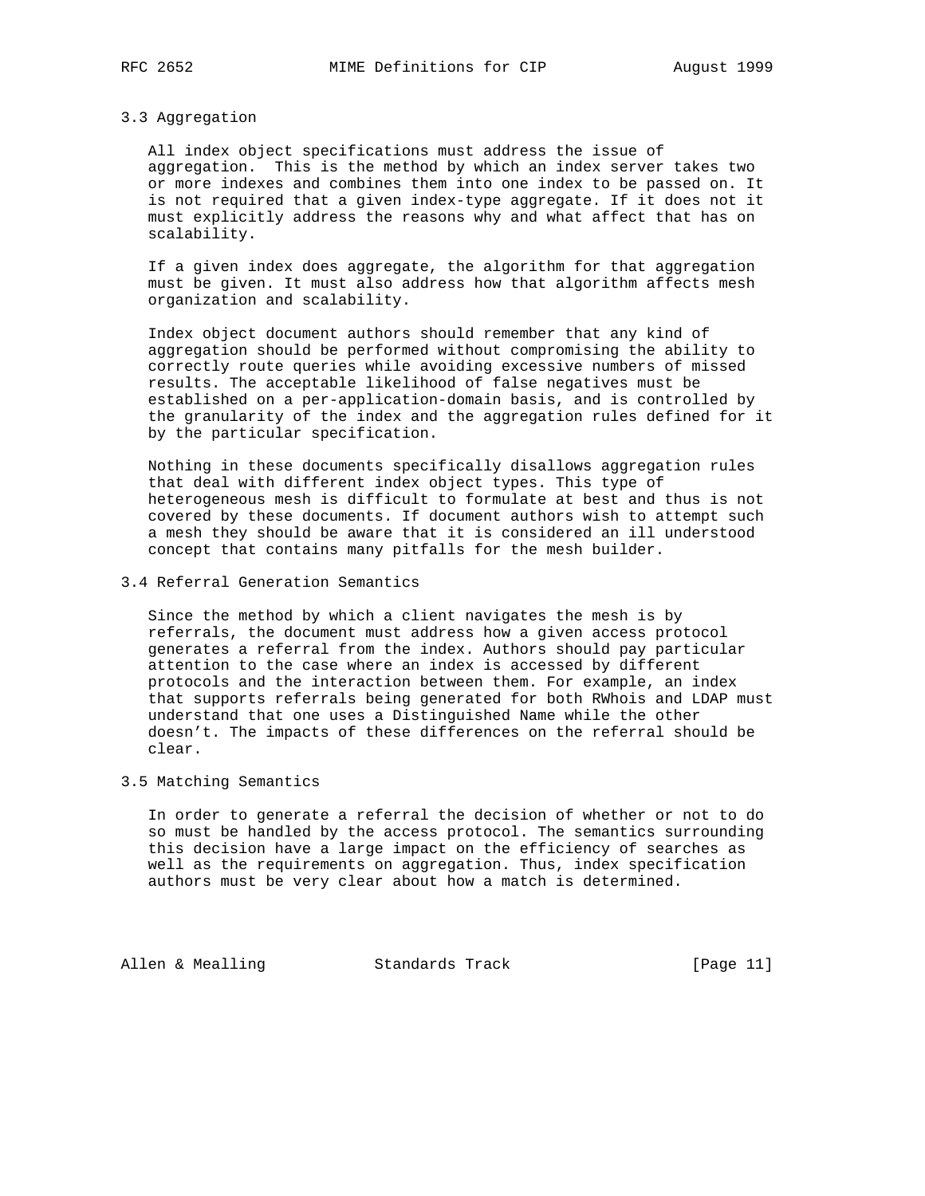### 3.3 Aggregation

All index object specifications must address the issue of aggregation. This is the method by which an index server takes two or more indexes and combines them into one index to be passed on. It is not required that a given index-type aggregate. If it does not it must explicitly address the reasons why and what affect that has on scalability.

If a given index does aggregate, the algorithm for that aggregation must be given. It must also address how that algorithm affects mesh organization and scalability.

Index object document authors should remember that any kind of aggregation should be performed without compromising the ability to correctly route queries while avoiding excessive numbers of missed results. The acceptable likelihood of false negatives must be established on a per-application-domain basis, and is controlled by the granularity of the index and the aggregation rules defined for it by the particular specification.

Nothing in these documents specifically disallows aggregation rules that deal with different index object types. This type of heterogeneous mesh is difficult to formulate at best and thus is not covered by these documents. If document authors wish to attempt such a mesh they should be aware that it is considered an ill understood concept that contains many pitfalls for the mesh builder.

### 3.4 Referral Generation Semantics

Since the method by which a client navigates the mesh is by referrals, the document must address how a given access protocol generates a referral from the index. Authors should pay particular attention to the case where an index is accessed by different protocols and the interaction between them. For example, an index that supports referrals being generated for both RWhois and LDAP must understand that one uses a Distinguished Name while the other doesn't. The impacts of these differences on the referral should be clear.

### 3.5 Matching Semantics

In order to generate a referral the decision of whether or not to do so must be handled by the access protocol. The semantics surrounding this decision have a large impact on the efficiency of searches as well as the requirements on aggregation. Thus, index specification authors must be very clear about how a match is determined.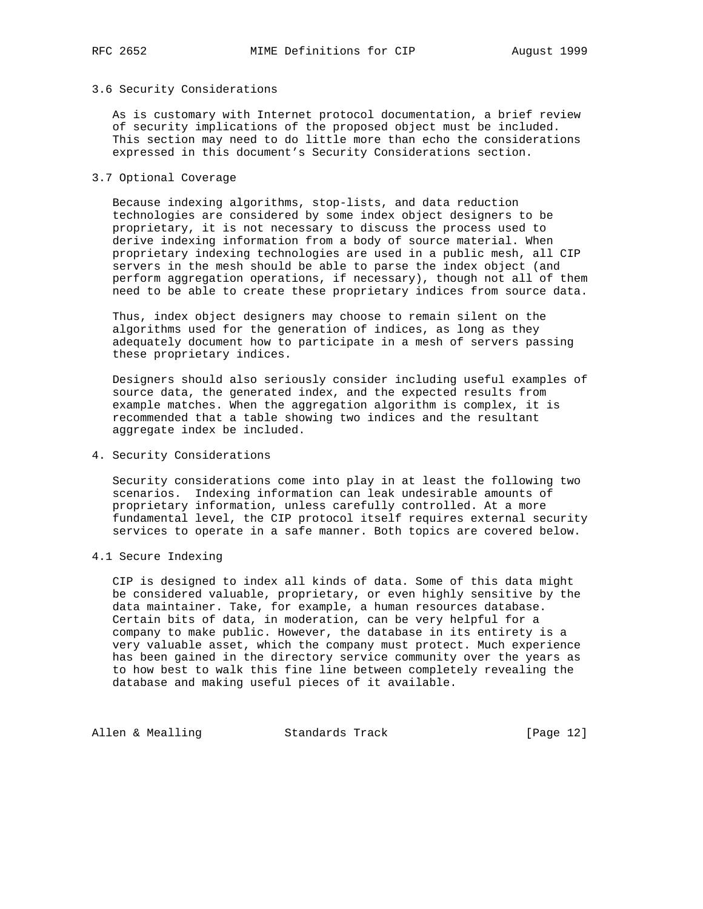### 3.6 Security Considerations

As is customary with Internet protocol documentation, a brief review of security implications of the proposed object must be included. This section may need to do little more than echo the considerations expressed in this document's Security Considerations section.

### 3.7 Optional Coverage

Because indexing algorithms, stop-lists, and data reduction technologies are considered by some index object designers to be proprietary, it is not necessary to discuss the process used to derive indexing information from a body of source material. When proprietary indexing technologies are used in a public mesh, all CIP servers in the mesh should be able to parse the index object (and perform aggregation operations, if necessary), though not all of them need to be able to create these proprietary indices from source data.

Thus, index object designers may choose to remain silent on the algorithms used for the generation of indices, as long as they adequately document how to participate in a mesh of servers passing these proprietary indices.

Designers should also seriously consider including useful examples of source data, the generated index, and the expected results from example matches. When the aggregation algorithm is complex, it is recommended that a table showing two indices and the resultant aggregate index be included.

## 4. Security Considerations

Security considerations come into play in at least the following two scenarios. Indexing information can leak undesirable amounts of proprietary information, unless carefully controlled. At a more fundamental level, the CIP protocol itself requires external security services to operate in a safe manner. Both topics are covered below.

### 4.1 Secure Indexing

CIP is designed to index all kinds of data. Some of this data might be considered valuable, proprietary, or even highly sensitive by the data maintainer. Take, for example, a human resources database. Certain bits of data, in moderation, can be very helpful for a company to make public. However, the database in its entirety is a very valuable asset, which the company must protect. Much experience has been gained in the directory service community over the years as to how best to walk this fine line between completely revealing the database and making useful pieces of it available.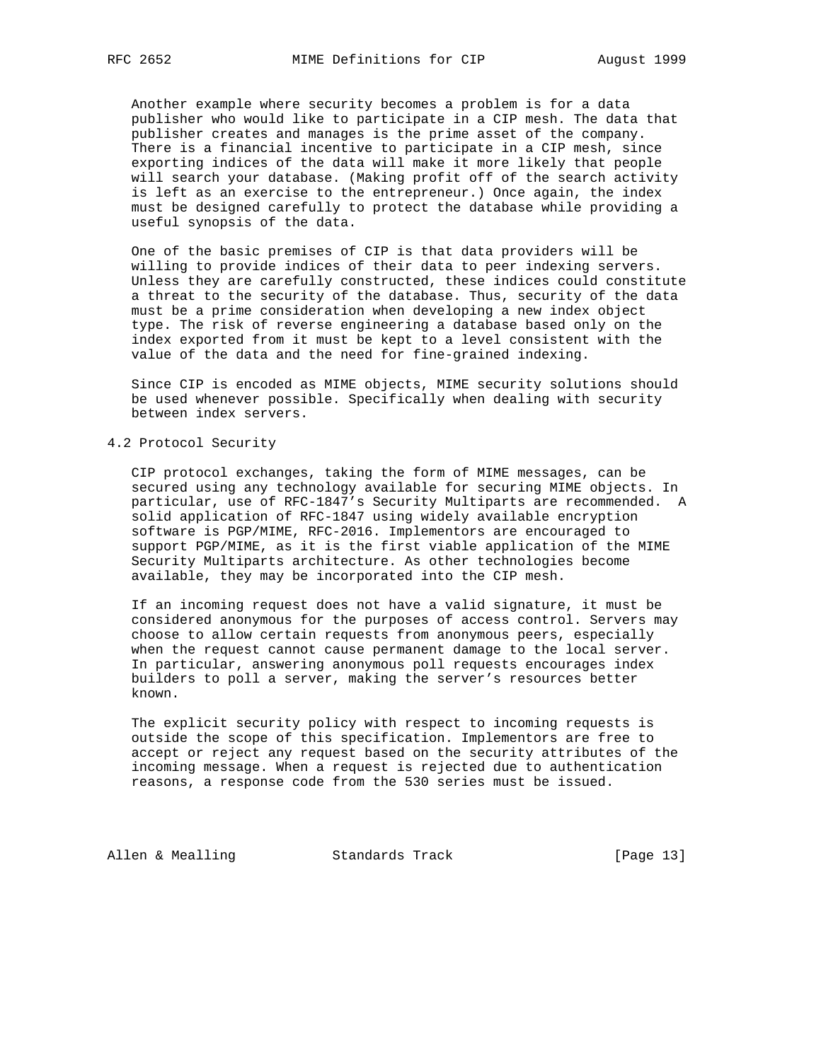Another example where security becomes a problem is for a data publisher who would like to participate in a CIP mesh. The data that publisher creates and manages is the prime asset of the company. There is a financial incentive to participate in a CIP mesh, since exporting indices of the data will make it more likely that people will search your database. (Making profit off of the search activity is left as an exercise to the entrepreneur.) Once again, the index must be designed carefully to protect the database while providing a useful synopsis of the data.

One of the basic premises of CIP is that data providers will be willing to provide indices of their data to peer indexing servers. Unless they are carefully constructed, these indices could constitute a threat to the security of the database. Thus, security of the data must be a prime consideration when developing a new index object type. The risk of reverse engineering a database based only on the index exported from it must be kept to a level consistent with the value of the data and the need for fine-grained indexing.

Since CIP is encoded as MIME objects, MIME security solutions should be used whenever possible. Specifically when dealing with security between index servers.

## 4.2 Protocol Security

CIP protocol exchanges, taking the form of MIME messages, can be secured using any technology available for securing MIME objects. In particular, use of RFC-1847's Security Multiparts are recommended. A solid application of RFC-1847 using widely available encryption software is PGP/MIME, RFC-2016. Implementors are encouraged to support PGP/MIME, as it is the first viable application of the MIME Security Multiparts architecture. As other technologies become available, they may be incorporated into the CIP mesh.

If an incoming request does not have a valid signature, it must be considered anonymous for the purposes of access control. Servers may choose to allow certain requests from anonymous peers, especially when the request cannot cause permanent damage to the local server. In particular, answering anonymous poll requests encourages index builders to poll a server, making the server's resources better known.

The explicit security policy with respect to incoming requests is outside the scope of this specification. Implementors are free to accept or reject any request based on the security attributes of the incoming message. When a request is rejected due to authentication reasons, a response code from the 530 series must be issued.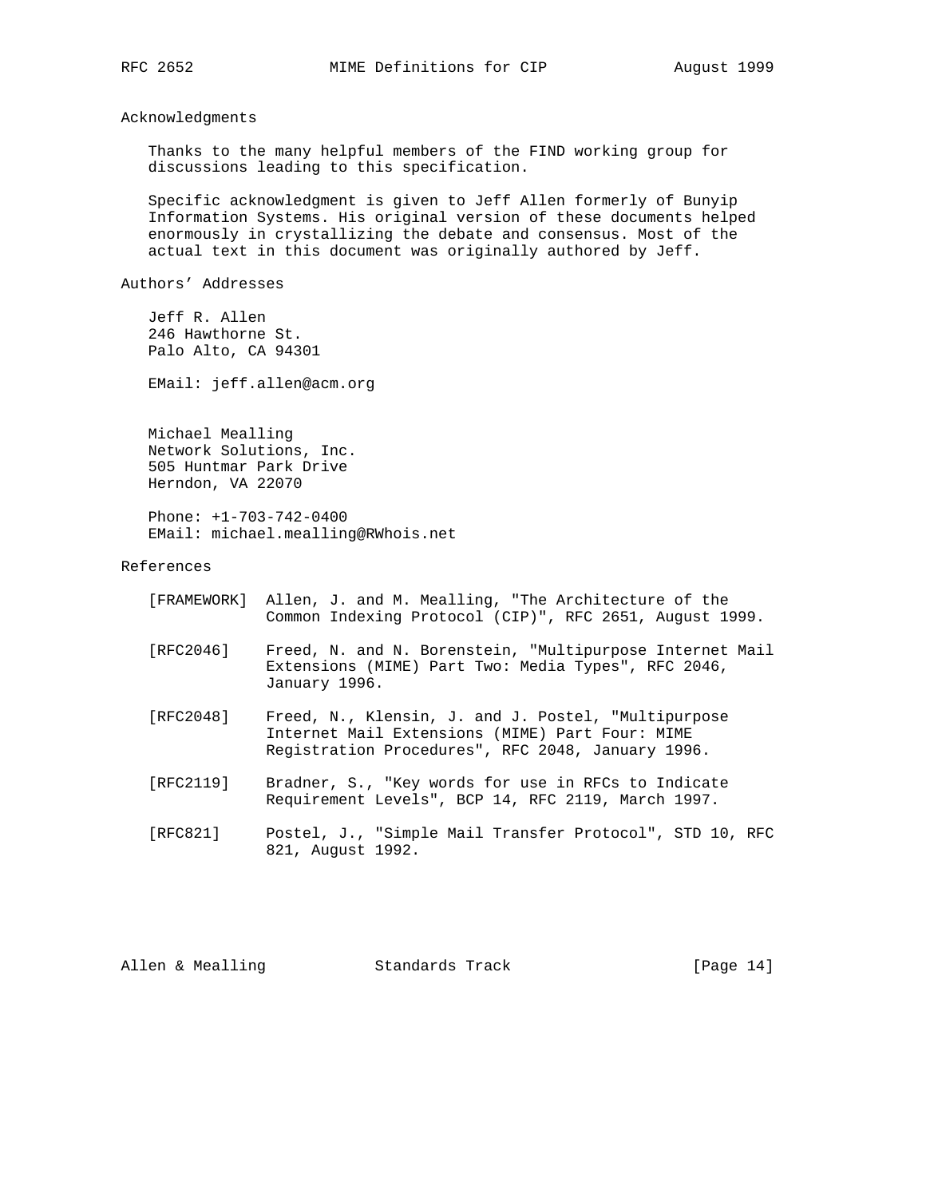## Acknowledgments

Thanks to the many helpful members of the FIND working group for discussions leading to this specification.

Specific acknowledgment is given to Jeff Allen formerly of Bunyip Information Systems. His original version of these documents helped enormously in crystallizing the debate and consensus. Most of the actual text in this document was originally authored by Jeff.

## Authors' Addresses

Jeff R. Allen
246 Hawthorne St.
Palo Alto, CA 94301

EMail: jeff.allen@acm.org

Michael Mealling
Network Solutions, Inc.
505 Huntmar Park Drive
Herndon, VA 22070

Phone: +1-703-742-0400
EMail: michael.mealling@RWhois.net

## References

[FRAMEWORK] Allen, J. and M. Mealling, "The Architecture of the Common Indexing Protocol (CIP)", RFC 2651, August 1999.

[RFC2046] Freed, N. and N. Borenstein, "Multipurpose Internet Mail Extensions (MIME) Part Two: Media Types", RFC 2046, January 1996.

[RFC2048] Freed, N., Klensin, J. and J. Postel, "Multipurpose Internet Mail Extensions (MIME) Part Four: MIME Registration Procedures", RFC 2048, January 1996.

[RFC2119] Bradner, S., "Key words for use in RFCs to Indicate Requirement Levels", BCP 14, RFC 2119, March 1997.

[RFC821] Postel, J., "Simple Mail Transfer Protocol", STD 10, RFC 821, August 1992.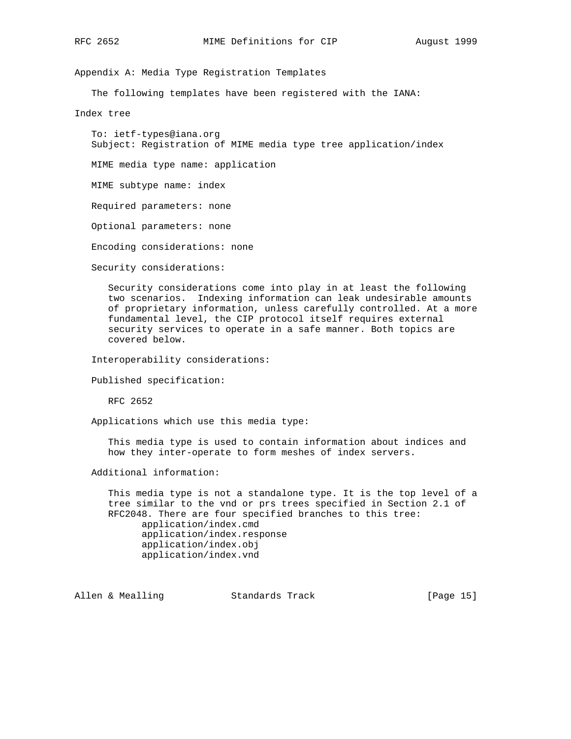## Appendix A: Media Type Registration Templates

The following templates have been registered with the IANA:

### Index tree

To: ietf-types@iana.org
Subject: Registration of MIME media type tree application/index

MIME media type name: application

MIME subtype name: index

Required parameters: none

Optional parameters: none

Encoding considerations: none

Security considerations:

Security considerations come into play in at least the following two scenarios. Indexing information can leak undesirable amounts of proprietary information, unless carefully controlled. At a more fundamental level, the CIP protocol itself requires external security services to operate in a safe manner. Both topics are covered below.

Interoperability considerations:

Published specification:

RFC 2652

Applications which use this media type:

This media type is used to contain information about indices and how they inter-operate to form meshes of index servers.

Additional information:

This media type is not a standalone type. It is the top level of a tree similar to the vnd or prs trees specified in Section 2.1 of RFC2048. There are four specified branches to this tree:

```
application/index.cmd
application/index.response
application/index.obj
application/index.vnd
```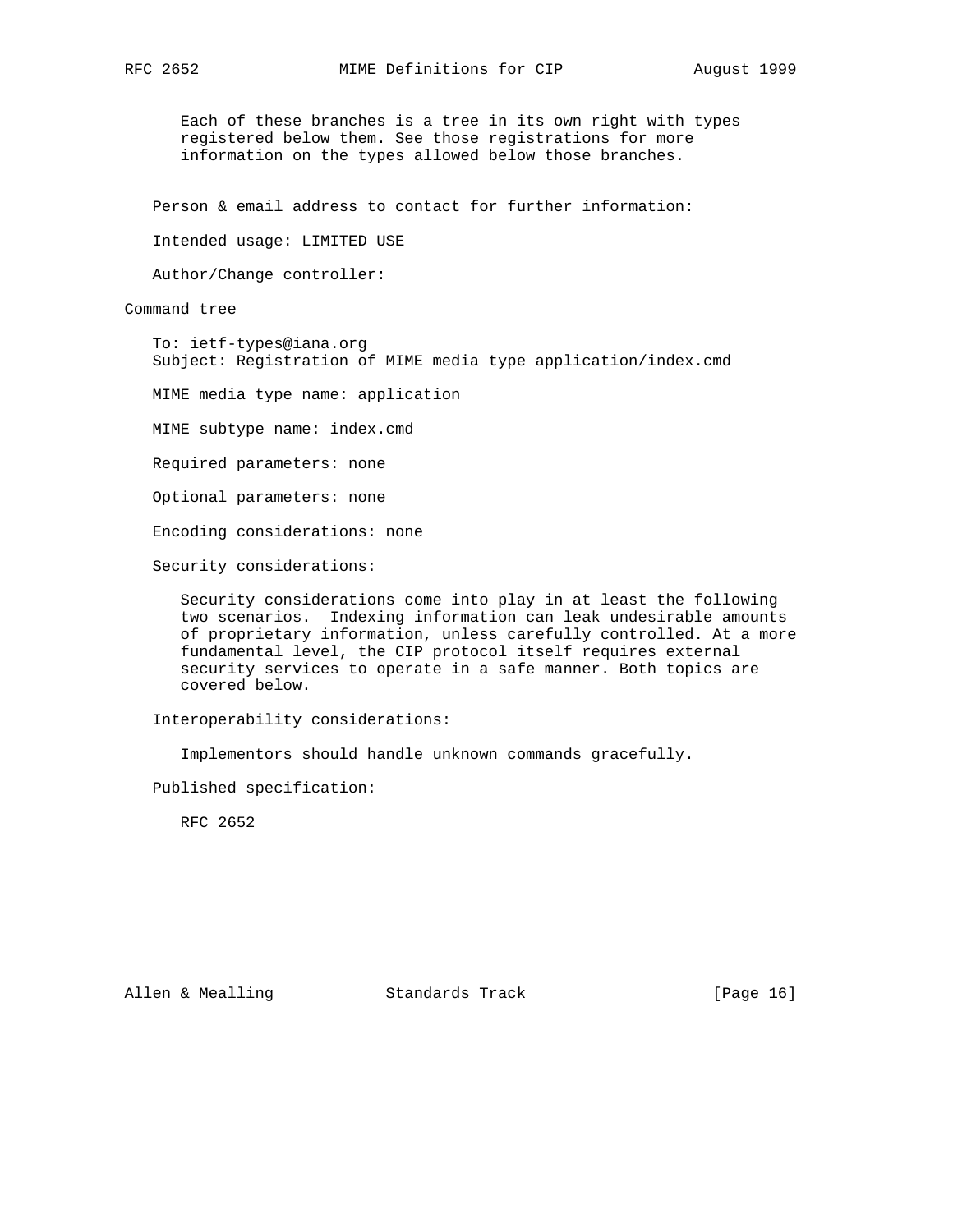Each of these branches is a tree in its own right with types registered below them. See those registrations for more information on the types allowed below those branches.

Person & email address to contact for further information:

Intended usage: LIMITED USE

Author/Change controller:

Command tree

To: ietf-types@iana.org
Subject: Registration of MIME media type application/index.cmd

MIME media type name: application

MIME subtype name: index.cmd

Required parameters: none

Optional parameters: none

Encoding considerations: none

Security considerations:

Security considerations come into play in at least the following two scenarios. Indexing information can leak undesirable amounts of proprietary information, unless carefully controlled. At a more fundamental level, the CIP protocol itself requires external security services to operate in a safe manner. Both topics are covered below.

Interoperability considerations:

Implementors should handle unknown commands gracefully.

Published specification:

RFC 2652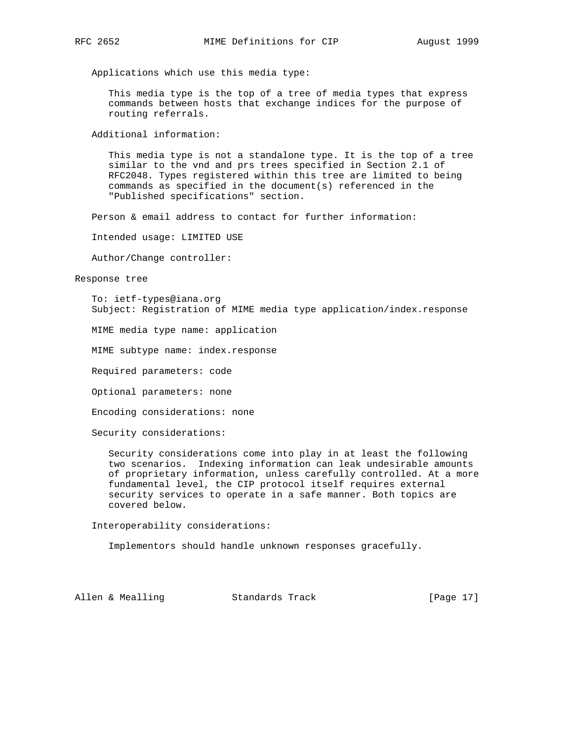Applications which use this media type:

This media type is the top of a tree of media types that express commands between hosts that exchange indices for the purpose of routing referrals.

Additional information:

This media type is not a standalone type. It is the top of a tree similar to the vnd and prs trees specified in Section 2.1 of RFC2048. Types registered within this tree are limited to being commands as specified in the document(s) referenced in the "Published specifications" section.

Person & email address to contact for further information:

Intended usage: LIMITED USE

Author/Change controller:

## Response tree

To: ietf-types@iana.org
Subject: Registration of MIME media type application/index.response

MIME media type name: application

MIME subtype name: index.response

Required parameters: code

Optional parameters: none

Encoding considerations: none

Security considerations:

Security considerations come into play in at least the following two scenarios. Indexing information can leak undesirable amounts of proprietary information, unless carefully controlled. At a more fundamental level, the CIP protocol itself requires external security services to operate in a safe manner. Both topics are covered below.

Interoperability considerations:

Implementors should handle unknown responses gracefully.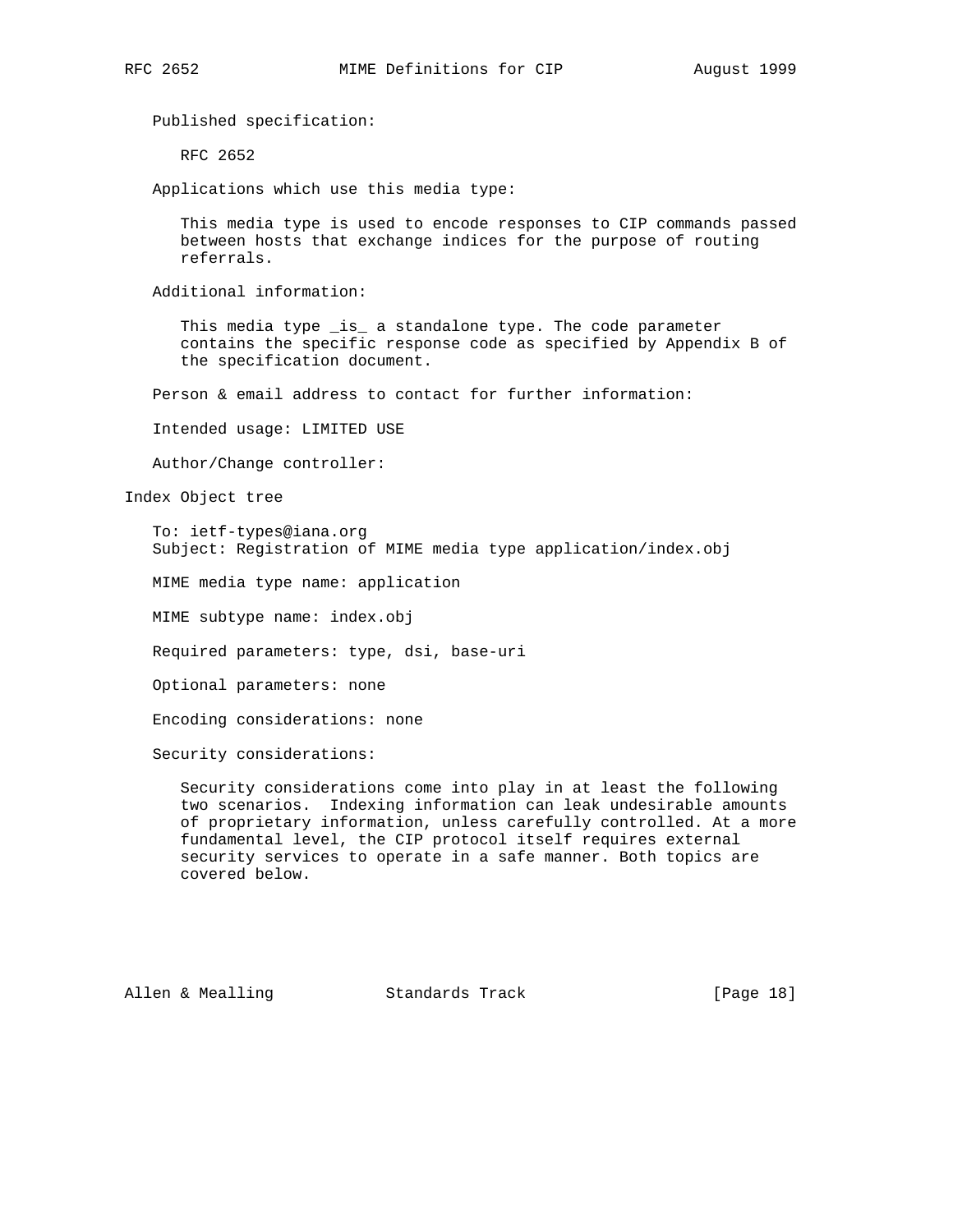Published specification:

RFC 2652

Applications which use this media type:

This media type is used to encode responses to CIP commands passed between hosts that exchange indices for the purpose of routing referrals.

Additional information:

This media type _is_ a standalone type. The code parameter contains the specific response code as specified by Appendix B of the specification document.

Person & email address to contact for further information:

Intended usage: LIMITED USE

Author/Change controller:

## Index Object tree

To: ietf-types@iana.org
Subject: Registration of MIME media type application/index.obj

MIME media type name: application

MIME subtype name: index.obj

Required parameters: type, dsi, base-uri

Optional parameters: none

Encoding considerations: none

Security considerations:

Security considerations come into play in at least the following two scenarios. Indexing information can leak undesirable amounts of proprietary information, unless carefully controlled. At a more fundamental level, the CIP protocol itself requires external security services to operate in a safe manner. Both topics are covered below.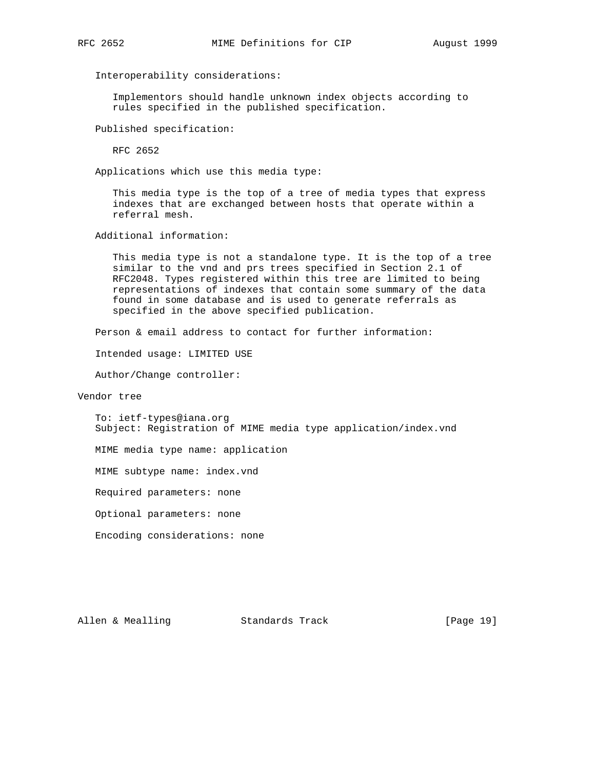Interoperability considerations:

Implementors should handle unknown index objects according to rules specified in the published specification.

Published specification:

RFC 2652

Applications which use this media type:

This media type is the top of a tree of media types that express indexes that are exchanged between hosts that operate within a referral mesh.

Additional information:

This media type is not a standalone type. It is the top of a tree similar to the vnd and prs trees specified in Section 2.1 of RFC2048. Types registered within this tree are limited to being representations of indexes that contain some summary of the data found in some database and is used to generate referrals as specified in the above specified publication.

Person & email address to contact for further information:

Intended usage: LIMITED USE

Author/Change controller:

Vendor tree

To: ietf-types@iana.org
Subject: Registration of MIME media type application/index.vnd

MIME media type name: application

MIME subtype name: index.vnd

Required parameters: none

Optional parameters: none

Encoding considerations: none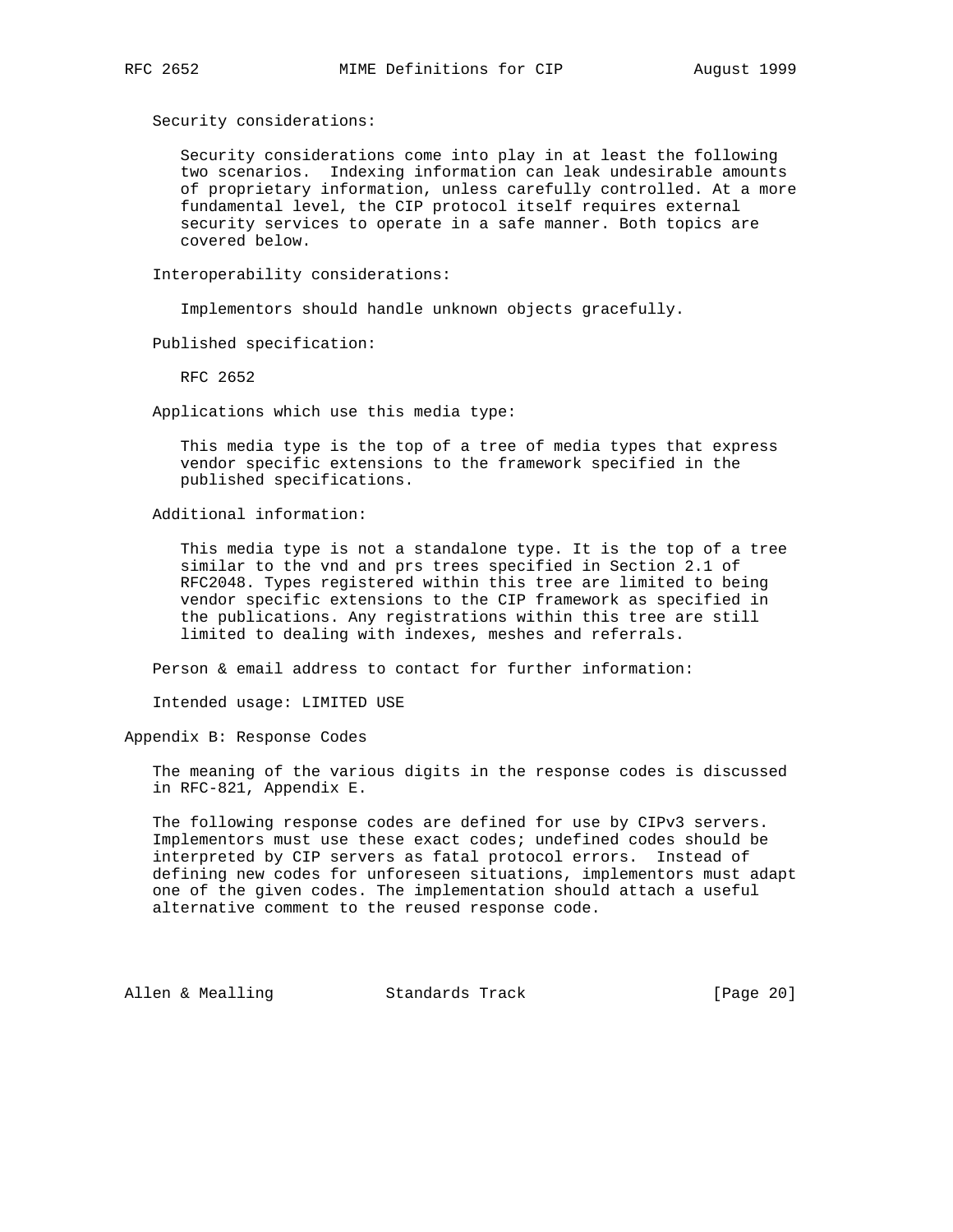Security considerations:

Security considerations come into play in at least the following two scenarios. Indexing information can leak undesirable amounts of proprietary information, unless carefully controlled. At a more fundamental level, the CIP protocol itself requires external security services to operate in a safe manner. Both topics are covered below.

Interoperability considerations:

Implementors should handle unknown objects gracefully.

Published specification:

RFC 2652

Applications which use this media type:

This media type is the top of a tree of media types that express vendor specific extensions to the framework specified in the published specifications.

Additional information:

This media type is not a standalone type. It is the top of a tree similar to the vnd and prs trees specified in Section 2.1 of RFC2048. Types registered within this tree are limited to being vendor specific extensions to the CIP framework as specified in the publications. Any registrations within this tree are still limited to dealing with indexes, meshes and referrals.

Person & email address to contact for further information:

Intended usage: LIMITED USE

## Appendix B: Response Codes

The meaning of the various digits in the response codes is discussed in RFC-821, Appendix E.

The following response codes are defined for use by CIPv3 servers. Implementors must use these exact codes; undefined codes should be interpreted by CIP servers as fatal protocol errors. Instead of defining new codes for unforeseen situations, implementors must adapt one of the given codes. The implementation should attach a useful alternative comment to the reused response code.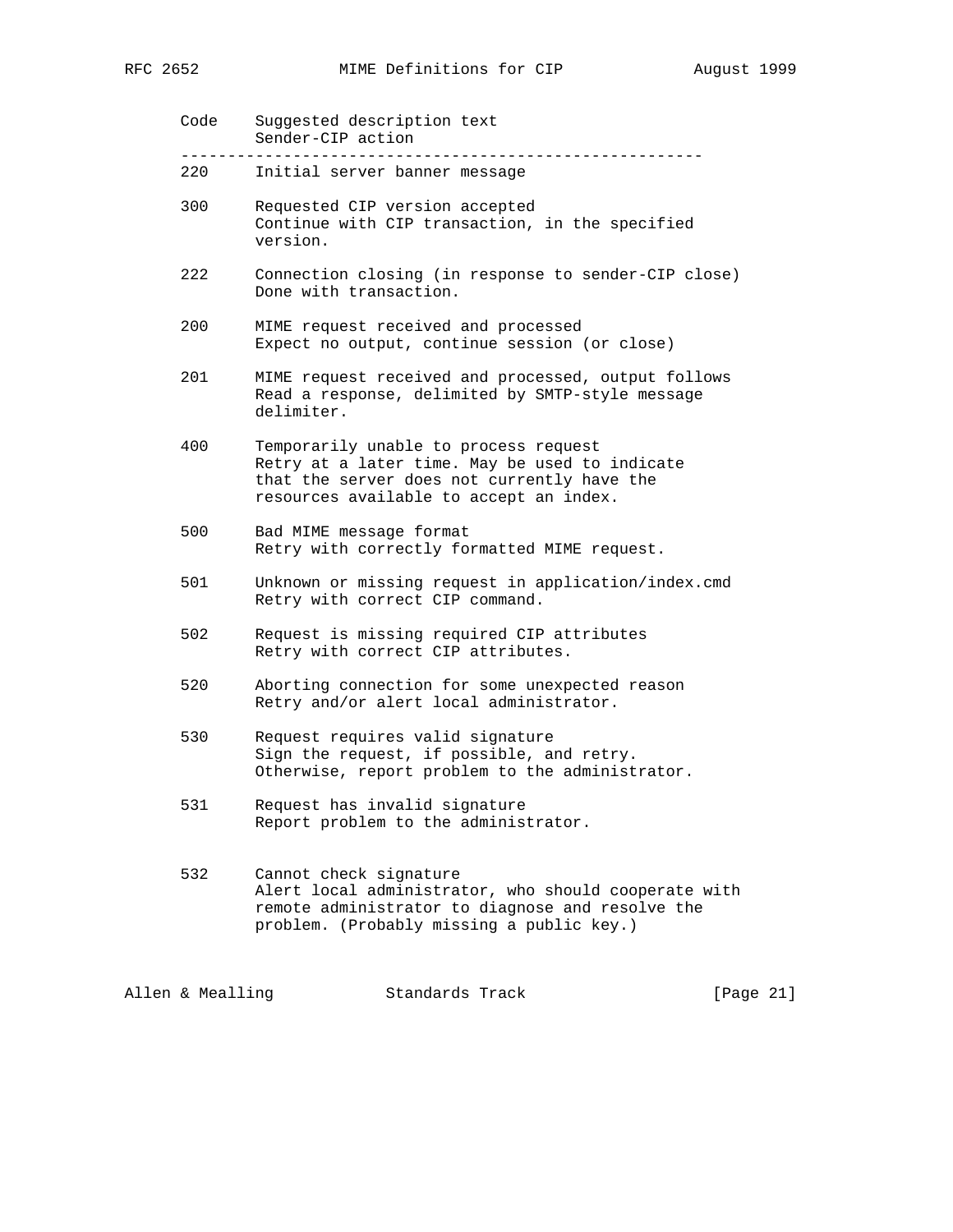| Code | Suggested description text<br>Sender-CIP action |
| --- | --- |
| 220 | Initial server banner message |
| 300 | Requested CIP version accepted<br>Continue with CIP transaction, in the specified version. |
| 222 | Connection closing (in response to sender-CIP close)<br>Done with transaction. |
| 200 | MIME request received and processed<br>Expect no output, continue session (or close) |
| 201 | MIME request received and processed, output follows<br>Read a response, delimited by SMTP-style message delimiter. |
| 400 | Temporarily unable to process request<br>Retry at a later time. May be used to indicate that the server does not currently have the resources available to accept an index. |
| 500 | Bad MIME message format<br>Retry with correctly formatted MIME request. |
| 501 | Unknown or missing request in application/index.cmd<br>Retry with correct CIP command. |
| 502 | Request is missing required CIP attributes<br>Retry with correct CIP attributes. |
| 520 | Aborting connection for some unexpected reason<br>Retry and/or alert local administrator. |
| 530 | Request requires valid signature<br>Sign the request, if possible, and retry. Otherwise, report problem to the administrator. |
| 531 | Request has invalid signature<br>Report problem to the administrator. |
| 532 | Cannot check signature<br>Alert local administrator, who should cooperate with remote administrator to diagnose and resolve the problem. (Probably missing a public key.) |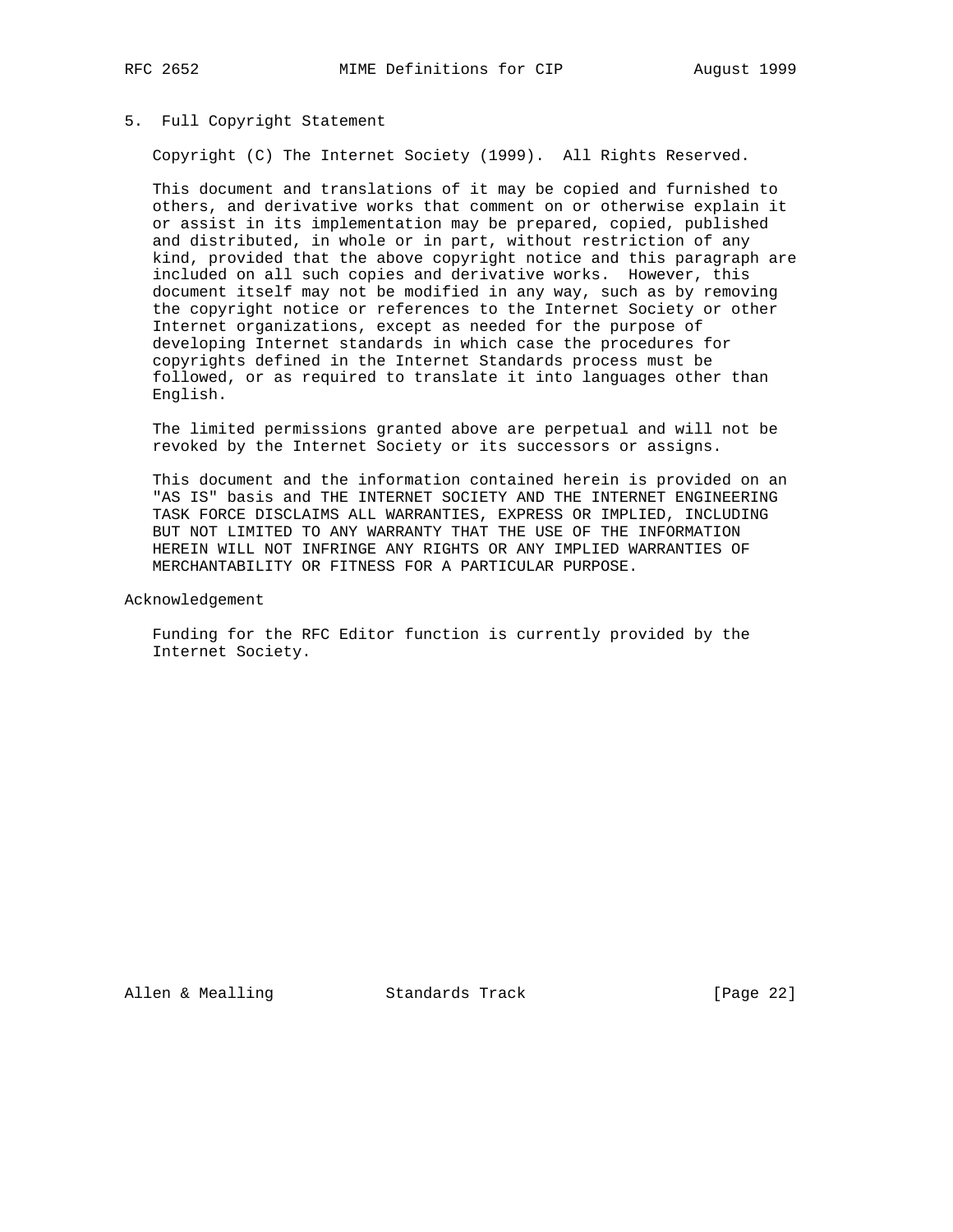## 5. Full Copyright Statement

Copyright (C) The Internet Society (1999). All Rights Reserved.

This document and translations of it may be copied and furnished to others, and derivative works that comment on or otherwise explain it or assist in its implementation may be prepared, copied, published and distributed, in whole or in part, without restriction of any kind, provided that the above copyright notice and this paragraph are included on all such copies and derivative works. However, this document itself may not be modified in any way, such as by removing the copyright notice or references to the Internet Society or other Internet organizations, except as needed for the purpose of developing Internet standards in which case the procedures for copyrights defined in the Internet Standards process must be followed, or as required to translate it into languages other than English.

The limited permissions granted above are perpetual and will not be revoked by the Internet Society or its successors or assigns.

This document and the information contained herein is provided on an "AS IS" basis and THE INTERNET SOCIETY AND THE INTERNET ENGINEERING TASK FORCE DISCLAIMS ALL WARRANTIES, EXPRESS OR IMPLIED, INCLUDING BUT NOT LIMITED TO ANY WARRANTY THAT THE USE OF THE INFORMATION HEREIN WILL NOT INFRINGE ANY RIGHTS OR ANY IMPLIED WARRANTIES OF MERCHANTABILITY OR FITNESS FOR A PARTICULAR PURPOSE.

## Acknowledgement

Funding for the RFC Editor function is currently provided by the Internet Society.